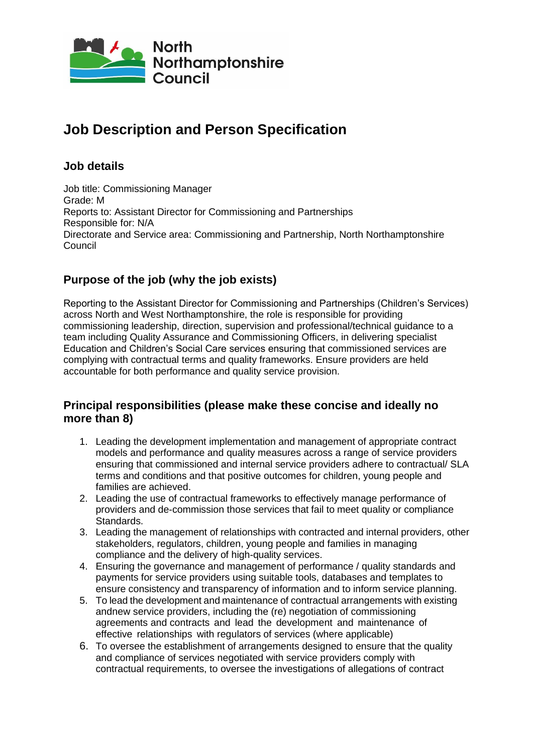North Northamptonshire Council

# Job Description and Person Specification

## Job details

Job title: Commissioning Manager
Grade: M
Reports to: Assistant Director for Commissioning and Partnerships
Responsible for: N/A
Directorate and Service area: Commissioning and Partnership, North Northamptonshire Council

## Purpose of the job (why the job exists)

Reporting to the Assistant Director for Commissioning and Partnerships (Children's Services) across North and West Northamptonshire, the role is responsible for providing commissioning leadership, direction, supervision and professional/technical guidance to a team including Quality Assurance and Commissioning Officers, in delivering specialist Education and Children's Social Care services ensuring that commissioned services are complying with contractual terms and quality frameworks. Ensure providers are held accountable for both performance and quality service provision.

## Principal responsibilities (please make these concise and ideally no more than 8)

1. Leading the development implementation and management of appropriate contract models and performance and quality measures across a range of service providers ensuring that commissioned and internal service providers adhere to contractual/ SLA terms and conditions and that positive outcomes for children, young people and families are achieved.
2. Leading the use of contractual frameworks to effectively manage performance of providers and de-commission those services that fail to meet quality or compliance Standards.
3. Leading the management of relationships with contracted and internal providers, other stakeholders, regulators, children, young people and families in managing compliance and the delivery of high-quality services.
4. Ensuring the governance and management of performance / quality standards and payments for service providers using suitable tools, databases and templates to ensure consistency and transparency of information and to inform service planning.
5. To lead the development and maintenance of contractual arrangements with existing andnew service providers, including the (re) negotiation of commissioning agreements and contracts and lead the development and maintenance of effective relationships with regulators of services (where applicable)
6. To oversee the establishment of arrangements designed to ensure that the quality and compliance of services negotiated with service providers comply with contractual requirements, to oversee the investigations of allegations of contract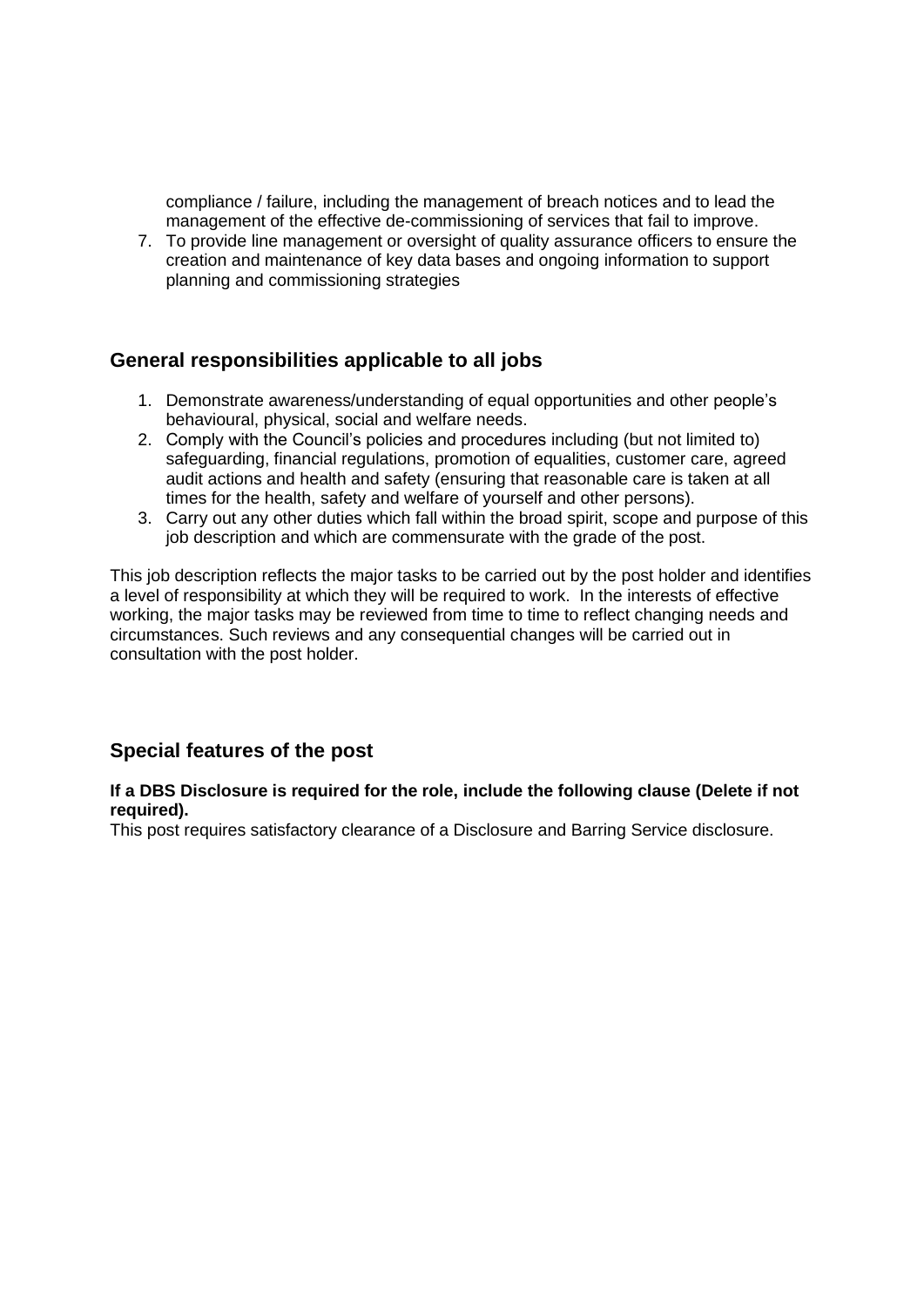compliance / failure, including the management of breach notices and to lead the management of the effective de-commissioning of services that fail to improve.

7. To provide line management or oversight of quality assurance officers to ensure the creation and maintenance of key data bases and ongoing information to support planning and commissioning strategies

## General responsibilities applicable to all jobs

1. Demonstrate awareness/understanding of equal opportunities and other people's behavioural, physical, social and welfare needs.
2. Comply with the Council's policies and procedures including (but not limited to) safeguarding, financial regulations, promotion of equalities, customer care, agreed audit actions and health and safety (ensuring that reasonable care is taken at all times for the health, safety and welfare of yourself and other persons).
3. Carry out any other duties which fall within the broad spirit, scope and purpose of this job description and which are commensurate with the grade of the post.

This job description reflects the major tasks to be carried out by the post holder and identifies a level of responsibility at which they will be required to work. In the interests of effective working, the major tasks may be reviewed from time to time to reflect changing needs and circumstances. Such reviews and any consequential changes will be carried out in consultation with the post holder.

## Special features of the post

**If a DBS Disclosure is required for the role, include the following clause (Delete if not required).**

This post requires satisfactory clearance of a Disclosure and Barring Service disclosure.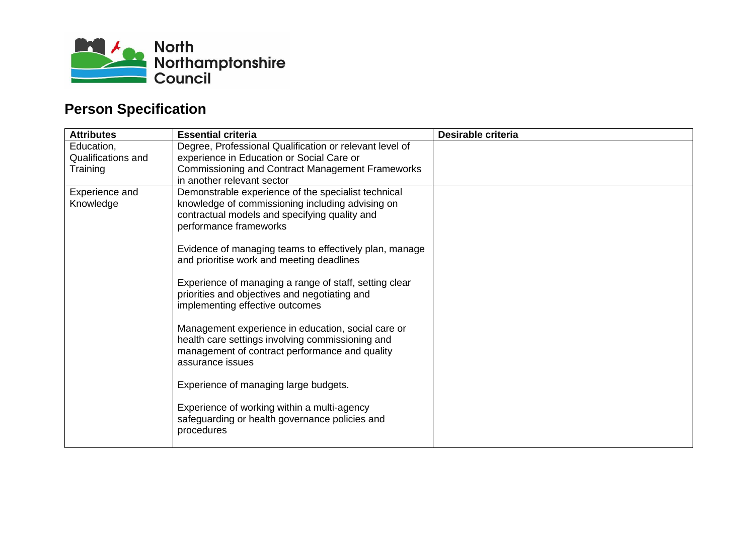North Northamptonshire Council

## Person Specification

| Attributes | Essential criteria | Desirable criteria |
|---|---|---|
| Education, Qualifications and Training | Degree, Professional Qualification or relevant level of experience in Education or Social Care or Commissioning and Contract Management Frameworks in another relevant sector | |
| Experience and Knowledge | Demonstrable experience of the specialist technical knowledge of commissioning including advising on contractual models and specifying quality and performance frameworks<br><br>Evidence of managing teams to effectively plan, manage and prioritise work and meeting deadlines<br><br>Experience of managing a range of staff, setting clear priorities and objectives and negotiating and implementing effective outcomes<br><br>Management experience in education, social care or health care settings involving commissioning and management of contract performance and quality assurance issues<br><br>Experience of managing large budgets.<br><br>Experience of working within a multi-agency safeguarding or health governance policies and procedures | |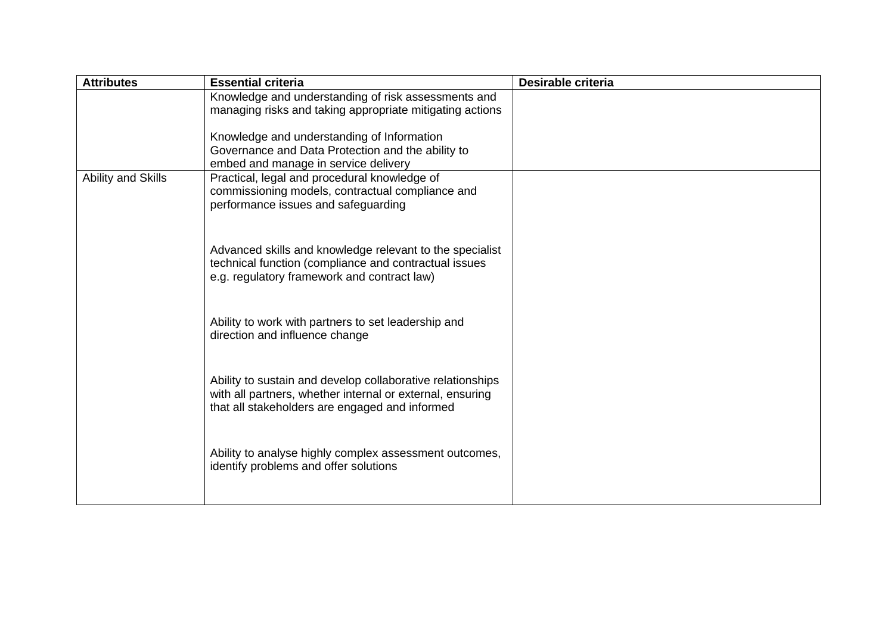| Attributes | Essential criteria | Desirable criteria |
|---|---|---|
| | Knowledge and understanding of risk assessments and managing risks and taking appropriate mitigating actions<br><br>Knowledge and understanding of Information Governance and Data Protection and the ability to embed and manage in service delivery | |
| Ability and Skills | Practical, legal and procedural knowledge of commissioning models, contractual compliance and performance issues and safeguarding<br><br>Advanced skills and knowledge relevant to the specialist technical function (compliance and contractual issues e.g. regulatory framework and contract law)<br><br>Ability to work with partners to set leadership and direction and influence change<br><br>Ability to sustain and develop collaborative relationships with all partners, whether internal or external, ensuring that all stakeholders are engaged and informed<br><br>Ability to analyse highly complex assessment outcomes, identify problems and offer solutions | |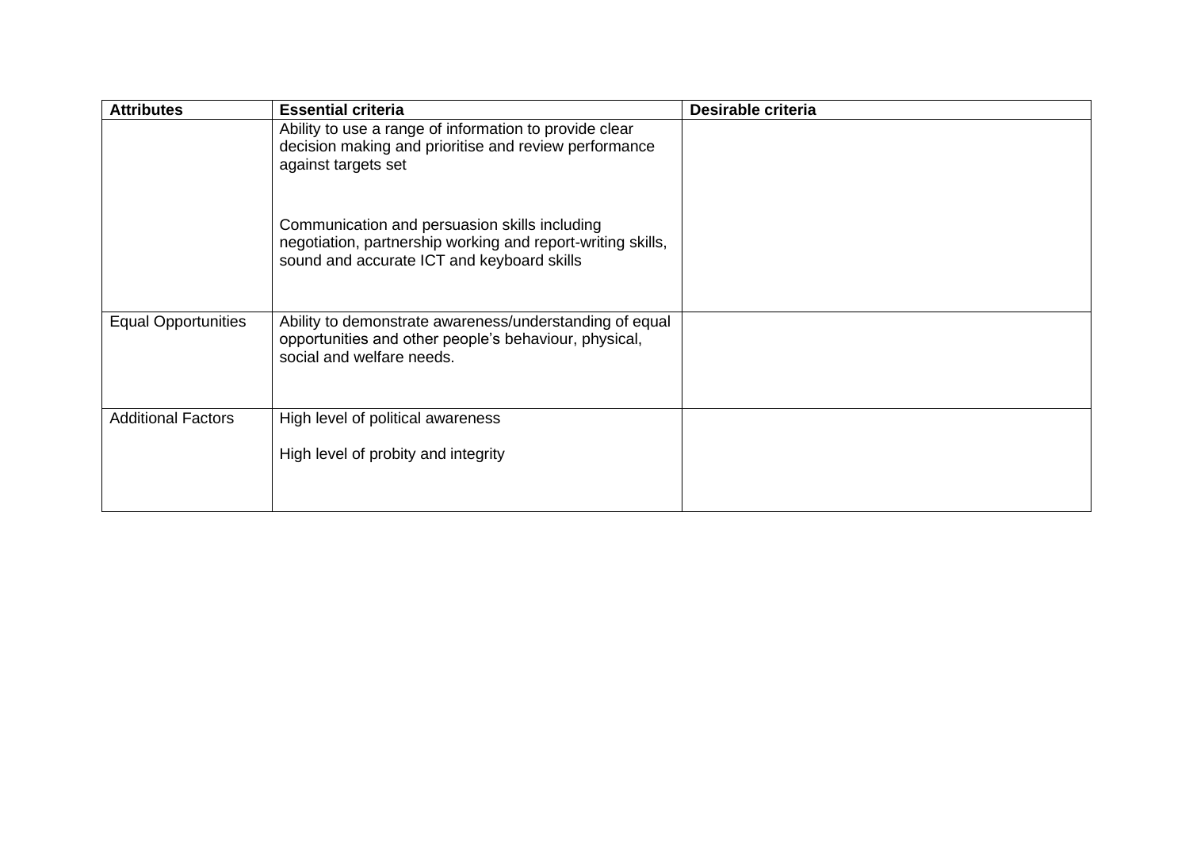| Attributes | Essential criteria | Desirable criteria |
|---|---|---|
| | Ability to use a range of information to provide clear decision making and prioritise and review performance against targets set<br><br>Communication and persuasion skills including negotiation, partnership working and report-writing skills, sound and accurate ICT and keyboard skills | |
| Equal Opportunities | Ability to demonstrate awareness/understanding of equal opportunities and other people's behaviour, physical, social and welfare needs. | |
| Additional Factors | High level of political awareness<br><br>High level of probity and integrity | |